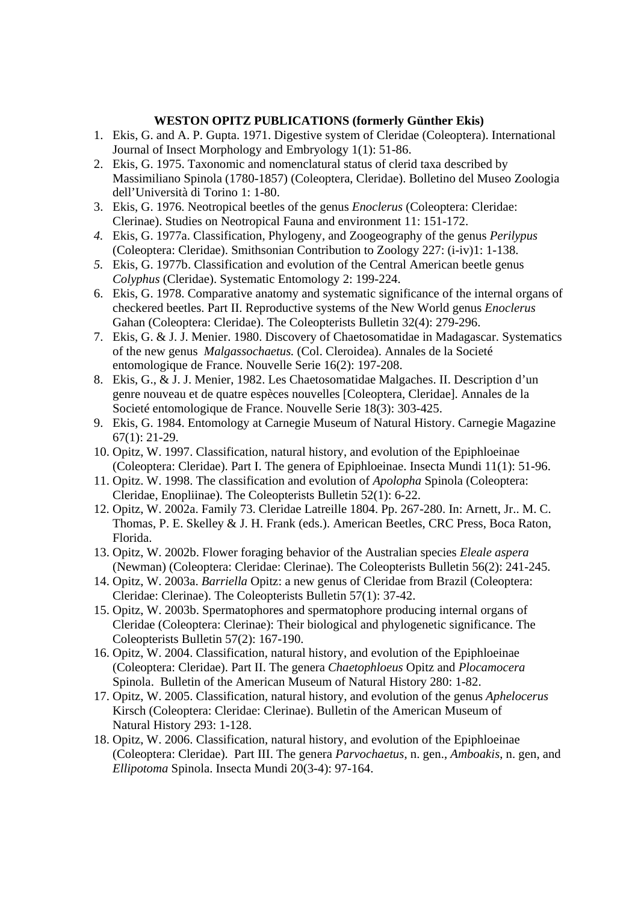**WESTON OPITZ PUBLICATIONS (formerly Günther Ekis)**

1. Ekis, G. and A. P. Gupta. 1971. Digestive system of Cleridae (Coleoptera). International Journal of Insect Morphology and Embryology 1(1): 51-86.
2. Ekis, G. 1975. Taxonomic and nomenclatural status of clerid taxa described by Massimiliano Spinola (1780-1857) (Coleoptera, Cleridae). Bolletino del Museo Zoologia dell'Università di Torino 1: 1-80.
3. Ekis, G. 1976. Neotropical beetles of the genus *Enoclerus* (Coleoptera: Cleridae: Clerinae). Studies on Neotropical Fauna and environment 11: 151-172.
4. Ekis, G. 1977a. Classification, Phylogeny, and Zoogeography of the genus *Perilypus* (Coleoptera: Cleridae). Smithsonian Contribution to Zoology 227: (i-iv)1: 1-138.
5. Ekis, G. 1977b. Classification and evolution of the Central American beetle genus *Colyphus* (Cleridae). Systematic Entomology 2: 199-224.
6. Ekis, G. 1978. Comparative anatomy and systematic significance of the internal organs of checkered beetles. Part II. Reproductive systems of the New World genus *Enoclerus* Gahan (Coleoptera: Cleridae). The Coleopterists Bulletin 32(4): 279-296.
7. Ekis, G. & J. J. Menier. 1980. Discovery of Chaetosomatidae in Madagascar. Systematics of the new genus *Malgassochaetus.* (Col. Cleroidea). Annales de la Societé entomologique de France. Nouvelle Serie 16(2): 197-208.
8. Ekis, G., & J. J. Menier, 1982. Les Chaetosomatidae Malgaches. II. Description d'un genre nouveau et de quatre espèces nouvelles [Coleoptera, Cleridae]. Annales de la Societé entomologique de France. Nouvelle Serie 18(3): 303-425.
9. Ekis, G. 1984. Entomology at Carnegie Museum of Natural History. Carnegie Magazine 67(1): 21-29.
10. Opitz, W. 1997. Classification, natural history, and evolution of the Epiphloeinae (Coleoptera: Cleridae). Part I. The genera of Epiphloeinae. Insecta Mundi 11(1): 51-96.
11. Opitz. W. 1998. The classification and evolution of *Apolopha* Spinola (Coleoptera: Cleridae, Enopliinae). The Coleopterists Bulletin 52(1): 6-22.
12. Opitz, W. 2002a. Family 73. Cleridae Latreille 1804. Pp. 267-280. In: Arnett, Jr.. M. C. Thomas, P. E. Skelley & J. H. Frank (eds.). American Beetles, CRC Press, Boca Raton, Florida.
13. Opitz, W. 2002b. Flower foraging behavior of the Australian species *Eleale aspera* (Newman) (Coleoptera: Cleridae: Clerinae). The Coleopterists Bulletin 56(2): 241-245.
14. Opitz, W. 2003a. *Barriella* Opitz: a new genus of Cleridae from Brazil (Coleoptera: Cleridae: Clerinae). The Coleopterists Bulletin 57(1): 37-42.
15. Opitz, W. 2003b. Spermatophores and spermatophore producing internal organs of Cleridae (Coleoptera: Clerinae): Their biological and phylogenetic significance. The Coleopterists Bulletin 57(2): 167-190.
16. Opitz, W. 2004. Classification, natural history, and evolution of the Epiphloeinae (Coleoptera: Cleridae). Part II. The genera *Chaetophloeus* Opitz and *Plocamocera* Spinola. Bulletin of the American Museum of Natural History 280: 1-82.
17. Opitz, W. 2005. Classification, natural history, and evolution of the genus *Aphelocerus* Kirsch (Coleoptera: Cleridae: Clerinae). Bulletin of the American Museum of Natural History 293: 1-128.
18. Opitz, W. 2006. Classification, natural history, and evolution of the Epiphloeinae (Coleoptera: Cleridae). Part III. The genera *Parvochaetus*, n. gen., *Amboakis*, n. gen, and *Ellipotoma* Spinola. Insecta Mundi 20(3-4): 97-164.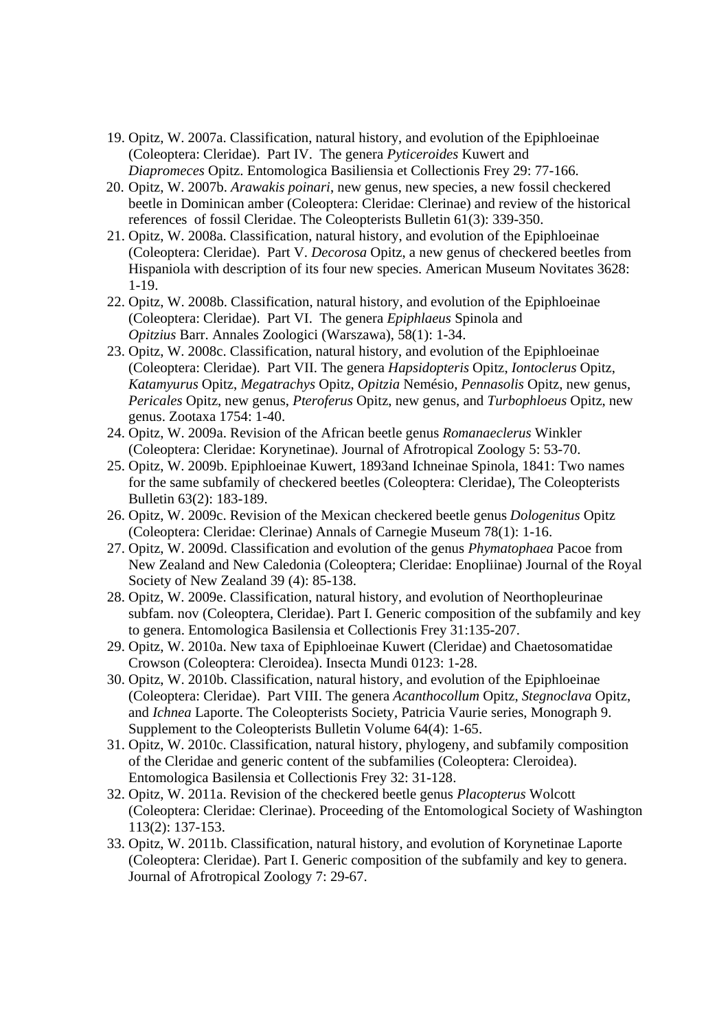19. Opitz, W. 2007a. Classification, natural history, and evolution of the Epiphloeinae (Coleoptera: Cleridae). Part IV. The genera *Pyticeroides* Kuwert and *Diapromeces* Opitz. Entomologica Basiliensia et Collectionis Frey 29: 77-166.
20. Opitz, W. 2007b. *Arawakis poinari*, new genus, new species, a new fossil checkered beetle in Dominican amber (Coleoptera: Cleridae: Clerinae) and review of the historical references of fossil Cleridae. The Coleopterists Bulletin 61(3): 339-350.
21. Opitz, W. 2008a. Classification, natural history, and evolution of the Epiphloeinae (Coleoptera: Cleridae). Part V. *Decorosa* Opitz, a new genus of checkered beetles from Hispaniola with description of its four new species. American Museum Novitates 3628: 1-19.
22. Opitz, W. 2008b. Classification, natural history, and evolution of the Epiphloeinae (Coleoptera: Cleridae). Part VI. The genera *Epiphlaeus* Spinola and *Opitzius* Barr. Annales Zoologici (Warszawa), 58(1): 1-34.
23. Opitz, W. 2008c. Classification, natural history, and evolution of the Epiphloeinae (Coleoptera: Cleridae). Part VII. The genera *Hapsidopteris* Opitz, *Iontoclerus* Opitz, *Katamyurus* Opitz, *Megatrachys* Opitz, *Opitzia* Nemésio, *Pennasolis* Opitz, new genus, *Pericales* Opitz, new genus, *Pteroferus* Opitz, new genus, and *Turbophloeus* Opitz, new genus. Zootaxa 1754: 1-40.
24. Opitz, W. 2009a. Revision of the African beetle genus *Romanaeclerus* Winkler (Coleoptera: Cleridae: Korynetinae). Journal of Afrotropical Zoology 5: 53-70.
25. Opitz, W. 2009b. Epiphloeinae Kuwert, 1893and Ichneinae Spinola, 1841: Two names for the same subfamily of checkered beetles (Coleoptera: Cleridae), The Coleopterists Bulletin 63(2): 183-189.
26. Opitz, W. 2009c. Revision of the Mexican checkered beetle genus *Dologenitus* Opitz (Coleoptera: Cleridae: Clerinae) Annals of Carnegie Museum 78(1): 1-16.
27. Opitz, W. 2009d. Classification and evolution of the genus *Phymatophaea* Pacoe from New Zealand and New Caledonia (Coleoptera; Cleridae: Enopliinae) Journal of the Royal Society of New Zealand 39 (4): 85-138.
28. Opitz, W. 2009e. Classification, natural history, and evolution of Neorthopleurinae subfam. nov (Coleoptera, Cleridae). Part I. Generic composition of the subfamily and key to genera. Entomologica Basilensia et Collectionis Frey 31:135-207.
29. Opitz, W. 2010a. New taxa of Epiphloeinae Kuwert (Cleridae) and Chaetosomatidae Crowson (Coleoptera: Cleroidea). Insecta Mundi 0123: 1-28.
30. Opitz, W. 2010b. Classification, natural history, and evolution of the Epiphloeinae (Coleoptera: Cleridae). Part VIII. The genera *Acanthocollum* Opitz, *Stegnoclava* Opitz, and *Ichnea* Laporte. The Coleopterists Society, Patricia Vaurie series, Monograph 9. Supplement to the Coleopterists Bulletin Volume 64(4): 1-65.
31. Opitz, W. 2010c. Classification, natural history, phylogeny, and subfamily composition of the Cleridae and generic content of the subfamilies (Coleoptera: Cleroidea). Entomologica Basilensia et Collectionis Frey 32: 31-128.
32. Opitz, W. 2011a. Revision of the checkered beetle genus *Placopterus* Wolcott (Coleoptera: Cleridae: Clerinae). Proceeding of the Entomological Society of Washington 113(2): 137-153.
33. Opitz, W. 2011b. Classification, natural history, and evolution of Korynetinae Laporte (Coleoptera: Cleridae). Part I. Generic composition of the subfamily and key to genera. Journal of Afrotropical Zoology 7: 29-67.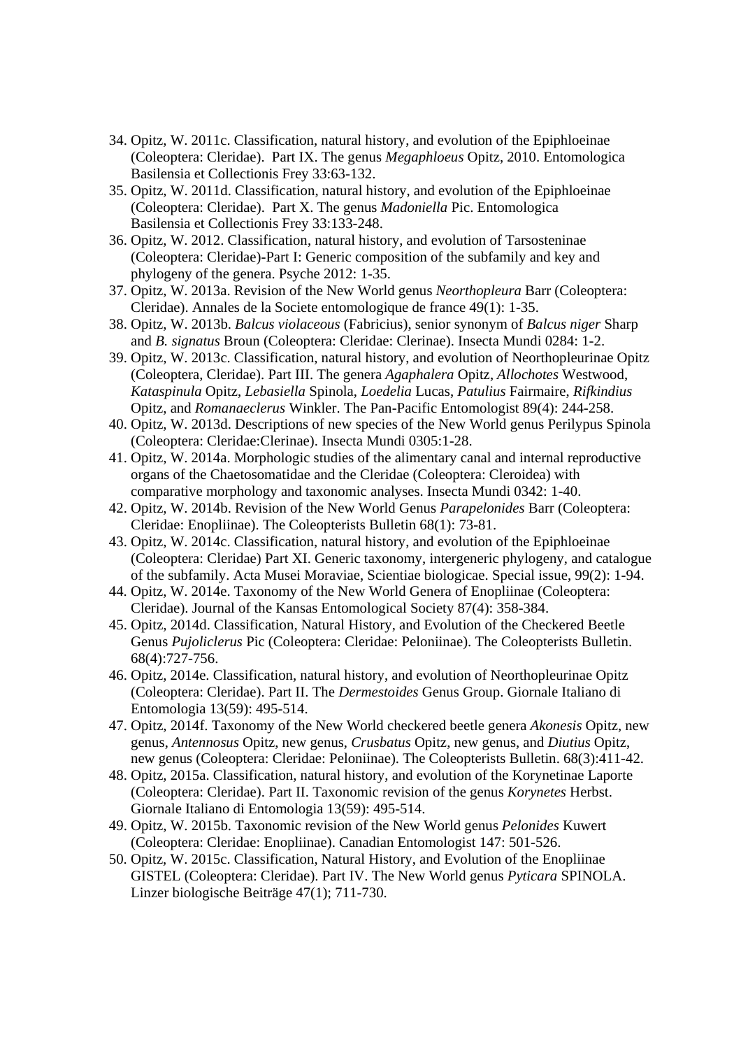34. Opitz, W. 2011c. Classification, natural history, and evolution of the Epiphloeinae (Coleoptera: Cleridae). Part IX. The genus *Megaphloeus* Opitz, 2010. Entomologica Basilensia et Collectionis Frey 33:63-132.
35. Opitz, W. 2011d. Classification, natural history, and evolution of the Epiphloeinae (Coleoptera: Cleridae). Part X. The genus *Madoniella* Pic. Entomologica Basilensia et Collectionis Frey 33:133-248.
36. Opitz, W. 2012. Classification, natural history, and evolution of Tarsosteninae (Coleoptera: Cleridae)-Part I: Generic composition of the subfamily and key and phylogeny of the genera. Psyche 2012: 1-35.
37. Opitz, W. 2013a. Revision of the New World genus *Neorthopleura* Barr (Coleoptera: Cleridae). Annales de la Societe entomologique de france 49(1): 1-35.
38. Opitz, W. 2013b. *Balcus violaceous* (Fabricius), senior synonym of *Balcus niger* Sharp and *B. signatus* Broun (Coleoptera: Cleridae: Clerinae). Insecta Mundi 0284: 1-2.
39. Opitz, W. 2013c. Classification, natural history, and evolution of Neorthopleurinae Opitz (Coleoptera, Cleridae). Part III. The genera *Agaphalera* Opitz, *Allochotes* Westwood, *Kataspinula* Opitz, *Lebasiella* Spinola, *Loedelia* Lucas, *Patulius* Fairmaire, *Rifkindius* Opitz, and *Romanaeclerus* Winkler. The Pan-Pacific Entomologist 89(4): 244-258.
40. Opitz, W. 2013d. Descriptions of new species of the New World genus Perilypus Spinola (Coleoptera: Cleridae:Clerinae). Insecta Mundi 0305:1-28.
41. Opitz, W. 2014a. Morphologic studies of the alimentary canal and internal reproductive organs of the Chaetosomatidae and the Cleridae (Coleoptera: Cleroidea) with comparative morphology and taxonomic analyses. Insecta Mundi 0342: 1-40.
42. Opitz, W. 2014b. Revision of the New World Genus *Parapelonides* Barr (Coleoptera: Cleridae: Enopliinae). The Coleopterists Bulletin 68(1): 73-81.
43. Opitz, W. 2014c. Classification, natural history, and evolution of the Epiphloeinae (Coleoptera: Cleridae) Part XI. Generic taxonomy, intergeneric phylogeny, and catalogue of the subfamily. Acta Musei Moraviae, Scientiae biologicae. Special issue, 99(2): 1-94.
44. Opitz, W. 2014e. Taxonomy of the New World Genera of Enopliinae (Coleoptera: Cleridae). Journal of the Kansas Entomological Society 87(4): 358-384.
45. Opitz, 2014d. Classification, Natural History, and Evolution of the Checkered Beetle Genus *Pujoliclerus* Pic (Coleoptera: Cleridae: Peloniinae). The Coleopterists Bulletin. 68(4):727-756.
46. Opitz, 2014e. Classification, natural history, and evolution of Neorthopleurinae Opitz (Coleoptera: Cleridae). Part II. The *Dermestoides* Genus Group. Giornale Italiano di Entomologia 13(59): 495-514.
47. Opitz, 2014f. Taxonomy of the New World checkered beetle genera *Akonesis* Opitz, new genus, *Antennosus* Opitz, new genus, *Crusbatus* Opitz, new genus, and *Diutius* Opitz, new genus (Coleoptera: Cleridae: Peloniinae). The Coleopterists Bulletin. 68(3):411-42.
48. Opitz, 2015a. Classification, natural history, and evolution of the Korynetinae Laporte (Coleoptera: Cleridae). Part II. Taxonomic revision of the genus *Korynetes* Herbst. Giornale Italiano di Entomologia 13(59): 495-514.
49. Opitz, W. 2015b. Taxonomic revision of the New World genus *Pelonides* Kuwert (Coleoptera: Cleridae: Enopliinae). Canadian Entomologist 147: 501-526.
50. Opitz, W. 2015c. Classification, Natural History, and Evolution of the Enopliinae GISTEL (Coleoptera: Cleridae). Part IV. The New World genus *Pyticara* SPINOLA. Linzer biologische Beiträge 47(1); 711-730.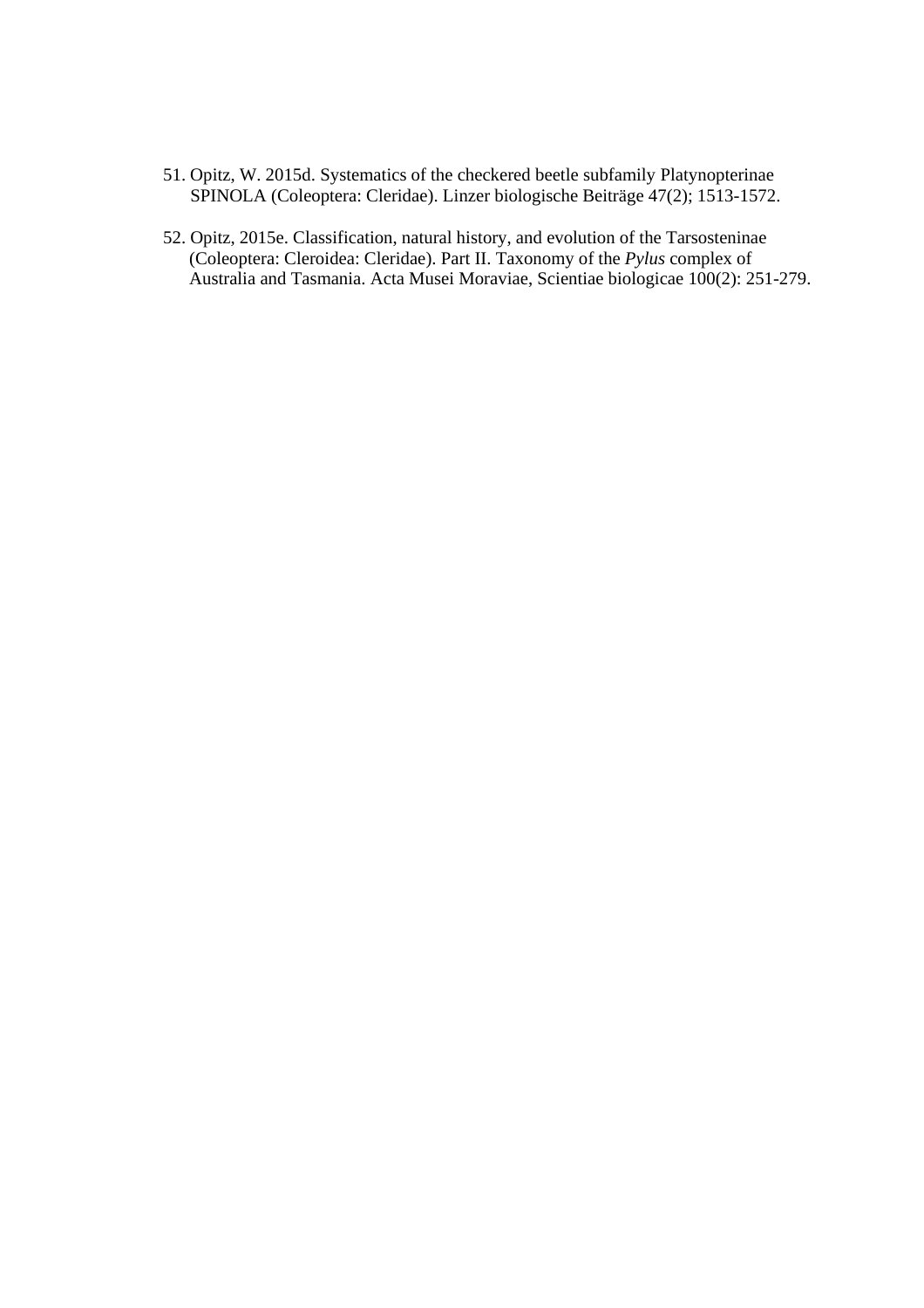51. Opitz, W. 2015d. Systematics of the checkered beetle subfamily Platynopterinae SPINOLA (Coleoptera: Cleridae). Linzer biologische Beiträge 47(2); 1513-1572.

52. Opitz, 2015e. Classification, natural history, and evolution of the Tarsosteninae (Coleoptera: Cleroidea: Cleridae). Part II. Taxonomy of the *Pylus* complex of Australia and Tasmania. Acta Musei Moraviae, Scientiae biologicae 100(2): 251-279.